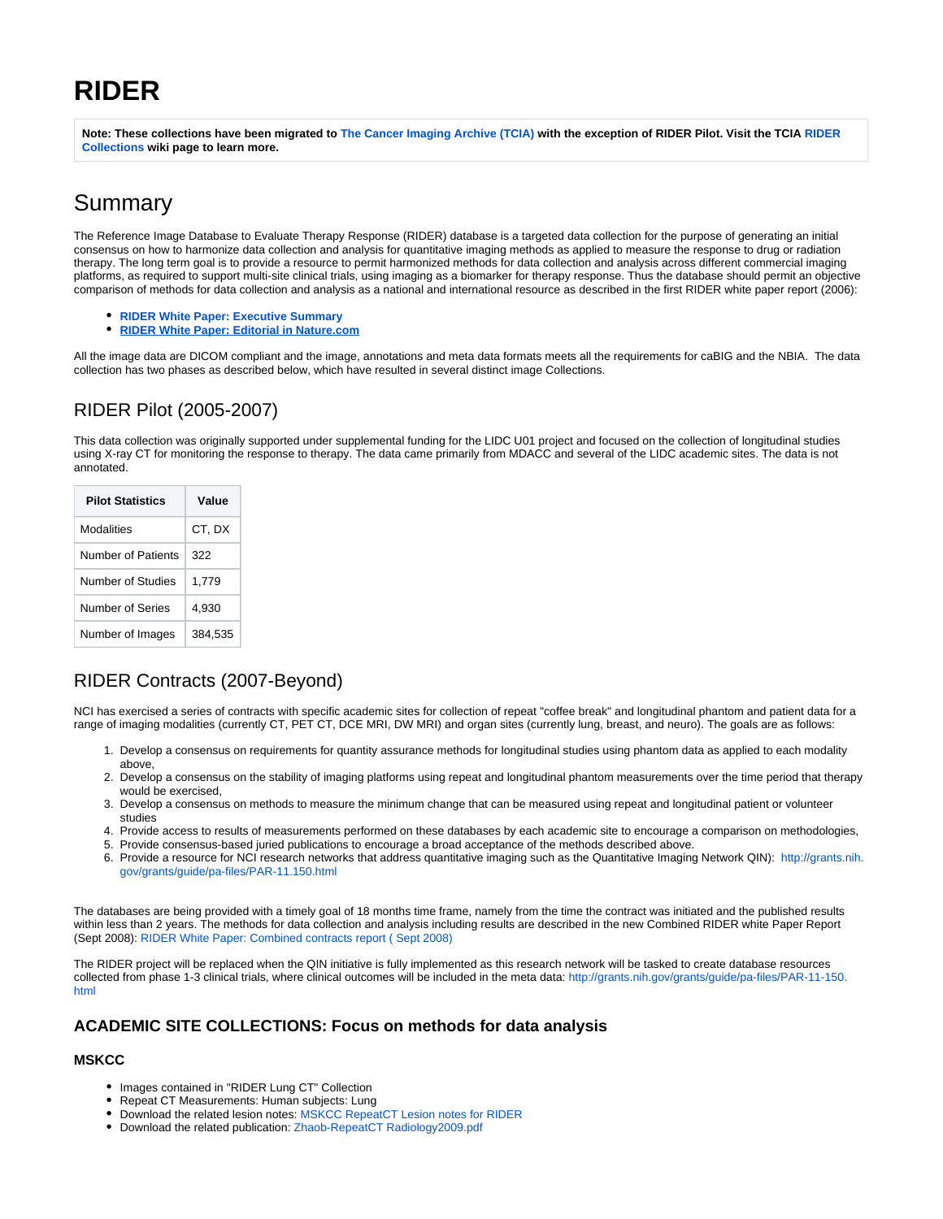# RIDER

**Note: These collections have been migrated to The Cancer Imaging Archive (TCIA) with the exception of RIDER Pilot. Visit the TCIA RIDER Collections wiki page to learn more.**

## Summary

The Reference Image Database to Evaluate Therapy Response (RIDER) database is a targeted data collection for the purpose of generating an initial consensus on how to harmonize data collection and analysis for quantitative imaging methods as applied to measure the response to drug or radiation therapy. The long term goal is to provide a resource to permit harmonized methods for data collection and analysis across different commercial imaging platforms, as required to support multi-site clinical trials, using imaging as a biomarker for therapy response. Thus the database should permit an objective comparison of methods for data collection and analysis as a national and international resource as described in the first RIDER white paper report (2006):

- **RIDER White Paper: Executive Summary**
- **RIDER White Paper: Editorial in Nature.com**

All the image data are DICOM compliant and the image, annotations and meta data formats meets all the requirements for caBIG and the NBIA. The data collection has two phases as described below, which have resulted in several distinct image Collections.

## RIDER Pilot (2005-2007)

This data collection was originally supported under supplemental funding for the LIDC U01 project and focused on the collection of longitudinal studies using X-ray CT for monitoring the response to therapy. The data came primarily from MDACC and several of the LIDC academic sites. The data is not annotated.

| Pilot Statistics | Value |
|---|---|
| Modalities | CT, DX |
| Number of Patients | 322 |
| Number of Studies | 1,779 |
| Number of Series | 4,930 |
| Number of Images | 384,535 |

## RIDER Contracts (2007-Beyond)

NCI has exercised a series of contracts with specific academic sites for collection of repeat "coffee break" and longitudinal phantom and patient data for a range of imaging modalities (currently CT, PET CT, DCE MRI, DW MRI) and organ sites (currently lung, breast, and neuro). The goals are as follows:

1. Develop a consensus on requirements for quantity assurance methods for longitudinal studies using phantom data as applied to each modality above,
2. Develop a consensus on the stability of imaging platforms using repeat and longitudinal phantom measurements over the time period that therapy would be exercised,
3. Develop a consensus on methods to measure the minimum change that can be measured using repeat and longitudinal patient or volunteer studies
4. Provide access to results of measurements performed on these databases by each academic site to encourage a comparison on methodologies,
5. Provide consensus-based juried publications to encourage a broad acceptance of the methods described above.
6. Provide a resource for NCI research networks that address quantitative imaging such as the Quantitative Imaging Network QIN): http://grants.nih.gov/grants/guide/pa-files/PAR-11.150.html

The databases are being provided with a timely goal of 18 months time frame, namely from the time the contract was initiated and the published results within less than 2 years. The methods for data collection and analysis including results are described in the new Combined RIDER white Paper Report (Sept 2008): RIDER White Paper: Combined contracts report ( Sept 2008)

The RIDER project will be replaced when the QIN initiative is fully implemented as this research network will be tasked to create database resources collected from phase 1-3 clinical trials, where clinical outcomes will be included in the meta data: http://grants.nih.gov/grants/guide/pa-files/PAR-11-150.html

### ACADEMIC SITE COLLECTIONS: Focus on methods for data analysis

#### MSKCC

- Images contained in "RIDER Lung CT" Collection
- Repeat CT Measurements: Human subjects: Lung
- Download the related lesion notes: MSKCC RepeatCT Lesion notes for RIDER
- Download the related publication: Zhaob-RepeatCT Radiology2009.pdf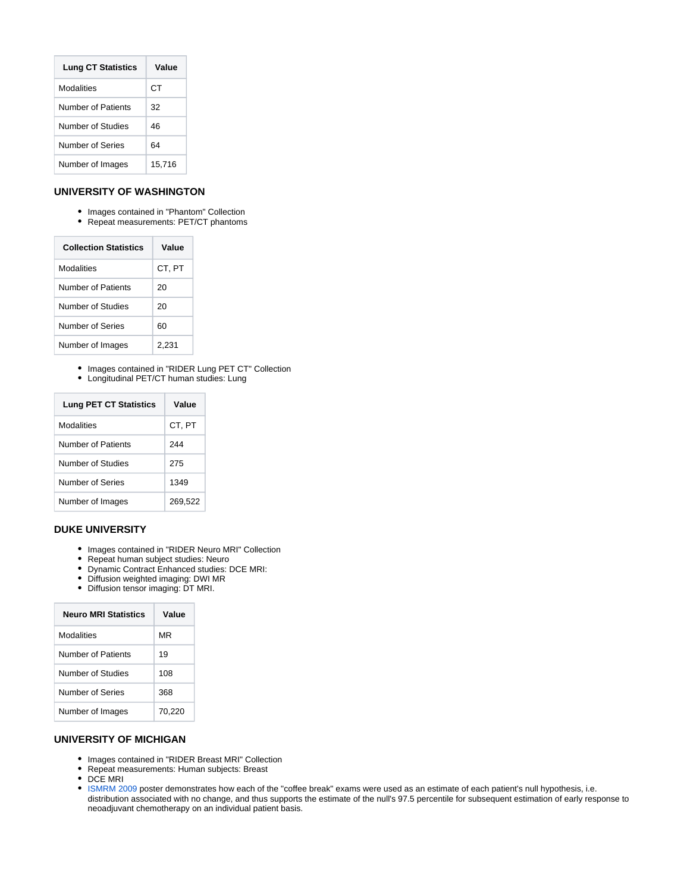| Lung CT Statistics | Value |
|---|---|
| Modalities | CT |
| Number of Patients | 32 |
| Number of Studies | 46 |
| Number of Series | 64 |
| Number of Images | 15,716 |

### UNIVERSITY OF WASHINGTON

- Images contained in "Phantom" Collection
- Repeat measurements: PET/CT phantoms

| Collection Statistics | Value |
|---|---|
| Modalities | CT, PT |
| Number of Patients | 20 |
| Number of Studies | 20 |
| Number of Series | 60 |
| Number of Images | 2,231 |

- Images contained in "RIDER Lung PET CT" Collection
- Longitudinal PET/CT human studies: Lung

| Lung PET CT Statistics | Value |
|---|---|
| Modalities | CT, PT |
| Number of Patients | 244 |
| Number of Studies | 275 |
| Number of Series | 1349 |
| Number of Images | 269,522 |

### DUKE UNIVERSITY

- Images contained in "RIDER Neuro MRI" Collection
- Repeat human subject studies: Neuro
- Dynamic Contract Enhanced studies: DCE MRI:
- Diffusion weighted imaging: DWI MR
- Diffusion tensor imaging: DT MRI.

| Neuro MRI Statistics | Value |
|---|---|
| Modalities | MR |
| Number of Patients | 19 |
| Number of Studies | 108 |
| Number of Series | 368 |
| Number of Images | 70,220 |

### UNIVERSITY OF MICHIGAN

- Images contained in "RIDER Breast MRI" Collection
- Repeat measurements: Human subjects: Breast
- DCE MRI
- ISMRM 2009 poster demonstrates how each of the "coffee break" exams were used as an estimate of each patient's null hypothesis, i.e. distribution associated with no change, and thus supports the estimate of the null's 97.5 percentile for subsequent estimation of early response to neoadjuvant chemotherapy on an individual patient basis.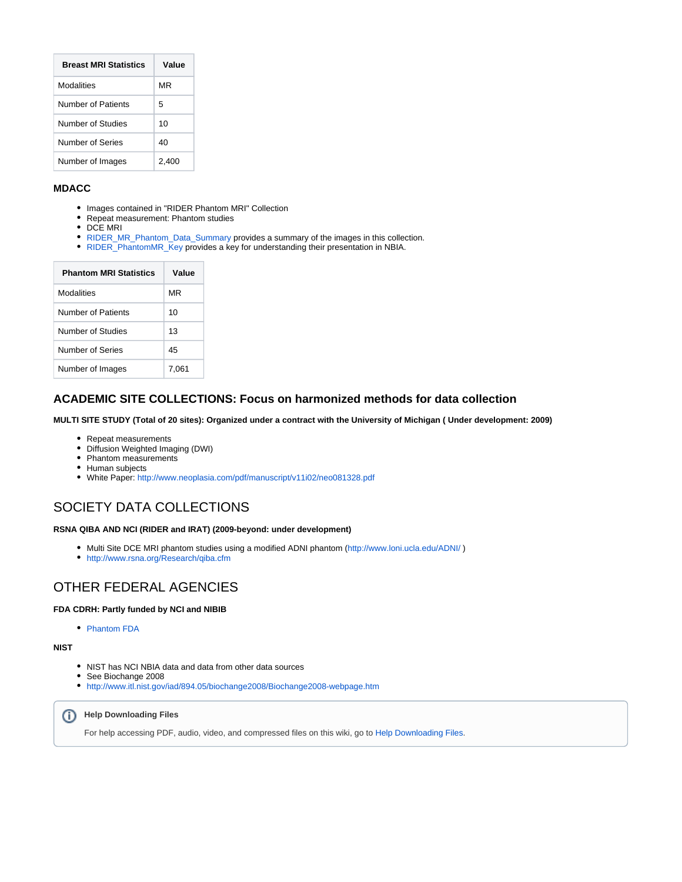| Breast MRI Statistics | Value |
| --- | --- |
| Modalities | MR |
| Number of Patients | 5 |
| Number of Studies | 10 |
| Number of Series | 40 |
| Number of Images | 2,400 |

### MDACC

- Images contained in "RIDER Phantom MRI" Collection
- Repeat measurement: Phantom studies
- DCE MRI
- RIDER_MR_Phantom_Data_Summary provides a summary of the images in this collection.
- RIDER_PhantomMR_Key provides a key for understanding their presentation in NBIA.

| Phantom MRI Statistics | Value |
| --- | --- |
| Modalities | MR |
| Number of Patients | 10 |
| Number of Studies | 13 |
| Number of Series | 45 |
| Number of Images | 7,061 |

## ACADEMIC SITE COLLECTIONS: Focus on harmonized methods for data collection

**MULTI SITE STUDY (Total of 20 sites): Organized under a contract with the University of Michigan ( Under development: 2009)**

- Repeat measurements
- Diffusion Weighted Imaging (DWI)
- Phantom measurements
- Human subjects
- White Paper: http://www.neoplasia.com/pdf/manuscript/v11i02/neo081328.pdf

## SOCIETY DATA COLLECTIONS

**RSNA QIBA AND NCI (RIDER and IRAT) (2009-beyond: under development)**

- Multi Site DCE MRI phantom studies using a modified ADNI phantom (http://www.loni.ucla.edu/ADNI/ )
- http://www.rsna.org/Research/qiba.cfm

## OTHER FEDERAL AGENCIES

**FDA CDRH: Partly funded by NCI and NIBIB**

- Phantom FDA

**NIST**

- NIST has NCI NBIA data and data from other data sources
- See Biochange 2008
- http://www.itl.nist.gov/iad/894.05/biochange2008/Biochange2008-webpage.htm

**Help Downloading Files**

For help accessing PDF, audio, video, and compressed files on this wiki, go to Help Downloading Files.